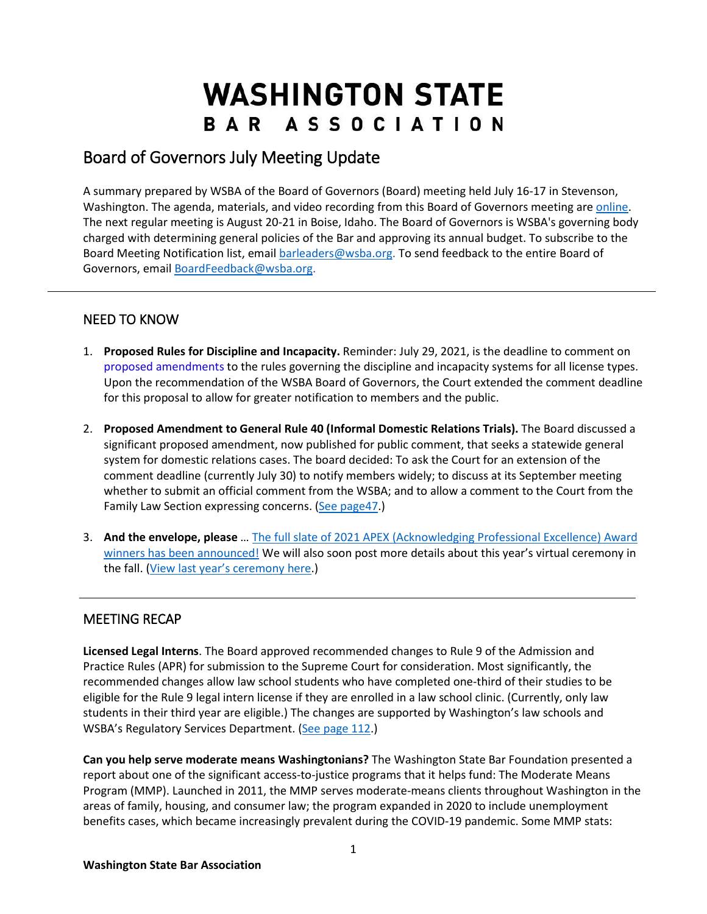# WASHINGTON STATE BAR ASSOCIATION

## Board of Governors July Meeting Update

A summary prepared by WSBA of the Board of Governors (Board) meeting held July 16-17 in Stevenson, Washington. The agenda, materials, and video recording from this Board of Governors meeting are online. The next regular meeting is August 20-21 in Boise, Idaho. The Board of Governors is WSBA's governing body charged with determining general policies of the Bar and approving its annual budget. To subscribe to the Board Meeting Notification list, email barleaders@wsba.org. To send feedback to the entire Board of Governors, email BoardFeedback@wsba.org.

---

### NEED TO KNOW

1. **Proposed Rules for Discipline and Incapacity.** Reminder: July 29, 2021, is the deadline to comment on proposed amendments to the rules governing the discipline and incapacity systems for all license types. Upon the recommendation of the WSBA Board of Governors, the Court extended the comment deadline for this proposal to allow for greater notification to members and the public.

2. **Proposed Amendment to General Rule 40 (Informal Domestic Relations Trials).** The Board discussed a significant proposed amendment, now published for public comment, that seeks a statewide general system for domestic relations cases. The board decided: To ask the Court for an extension of the comment deadline (currently July 30) to notify members widely; to discuss at its September meeting whether to submit an official comment from the WSBA; and to allow a comment to the Court from the Family Law Section expressing concerns. (See page47.)

3. **And the envelope, please** … The full slate of 2021 APEX (Acknowledging Professional Excellence) Award winners has been announced! We will also soon post more details about this year's virtual ceremony in the fall. (View last year's ceremony here.)

---

### MEETING RECAP

**Licensed Legal Interns**. The Board approved recommended changes to Rule 9 of the Admission and Practice Rules (APR) for submission to the Supreme Court for consideration. Most significantly, the recommended changes allow law school students who have completed one-third of their studies to be eligible for the Rule 9 legal intern license if they are enrolled in a law school clinic. (Currently, only law students in their third year are eligible.) The changes are supported by Washington's law schools and WSBA's Regulatory Services Department. (See page 112.)

**Can you help serve moderate means Washingtonians?** The Washington State Bar Foundation presented a report about one of the significant access-to-justice programs that it helps fund: The Moderate Means Program (MMP). Launched in 2011, the MMP serves moderate-means clients throughout Washington in the areas of family, housing, and consumer law; the program expanded in 2020 to include unemployment benefits cases, which became increasingly prevalent during the COVID-19 pandemic. Some MMP stats: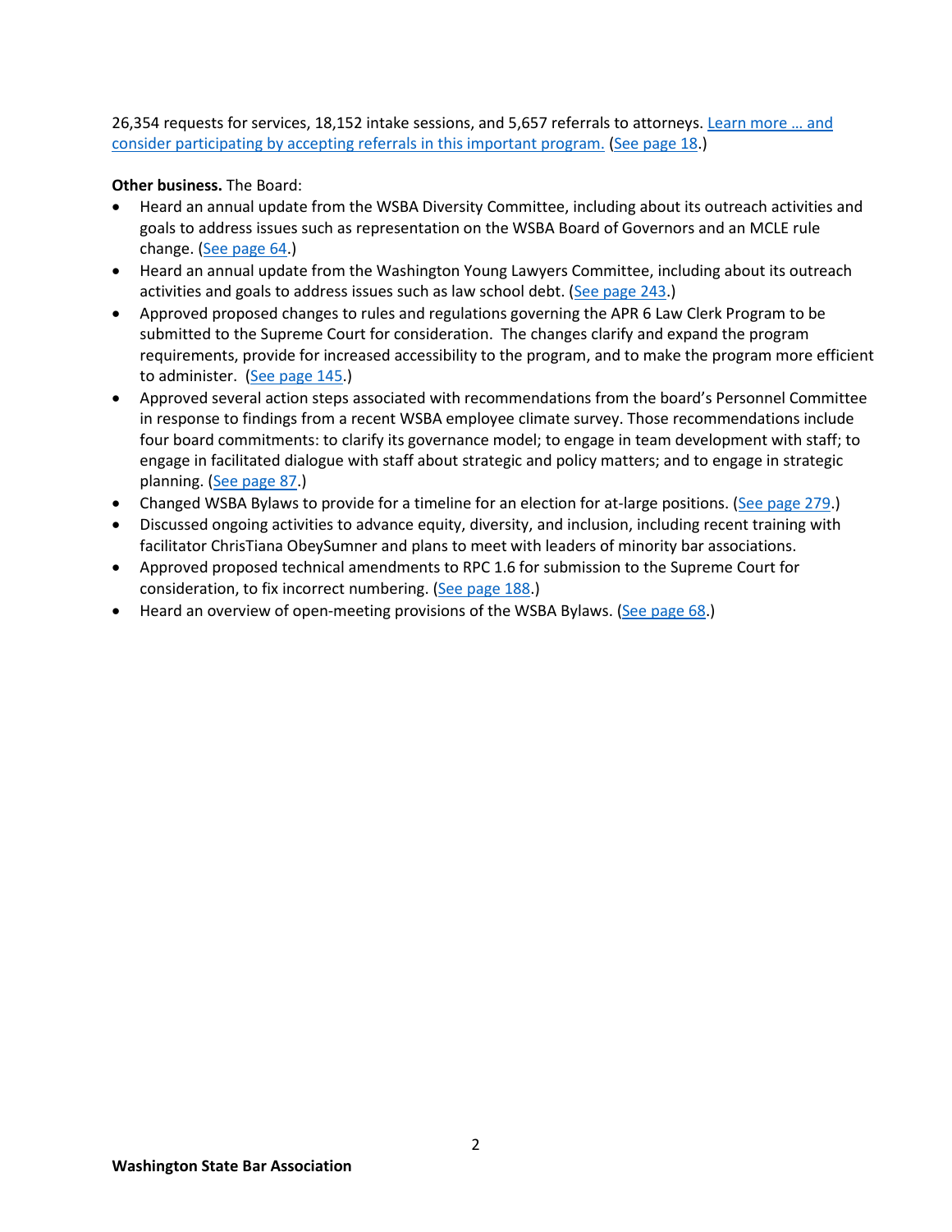26,354 requests for services, 18,152 intake sessions, and 5,657 referrals to attorneys. Learn more … and consider participating by accepting referrals in this important program. (See page 18.)

**Other business.** The Board:

- Heard an annual update from the WSBA Diversity Committee, including about its outreach activities and goals to address issues such as representation on the WSBA Board of Governors and an MCLE rule change. (See page 64.)
- Heard an annual update from the Washington Young Lawyers Committee, including about its outreach activities and goals to address issues such as law school debt. (See page 243.)
- Approved proposed changes to rules and regulations governing the APR 6 Law Clerk Program to be submitted to the Supreme Court for consideration. The changes clarify and expand the program requirements, provide for increased accessibility to the program, and to make the program more efficient to administer. (See page 145.)
- Approved several action steps associated with recommendations from the board's Personnel Committee in response to findings from a recent WSBA employee climate survey. Those recommendations include four board commitments: to clarify its governance model; to engage in team development with staff; to engage in facilitated dialogue with staff about strategic and policy matters; and to engage in strategic planning. (See page 87.)
- Changed WSBA Bylaws to provide for a timeline for an election for at-large positions. (See page 279.)
- Discussed ongoing activities to advance equity, diversity, and inclusion, including recent training with facilitator ChrisTiana ObeySumner and plans to meet with leaders of minority bar associations.
- Approved proposed technical amendments to RPC 1.6 for submission to the Supreme Court for consideration, to fix incorrect numbering. (See page 188.)
- Heard an overview of open-meeting provisions of the WSBA Bylaws. (See page 68.)